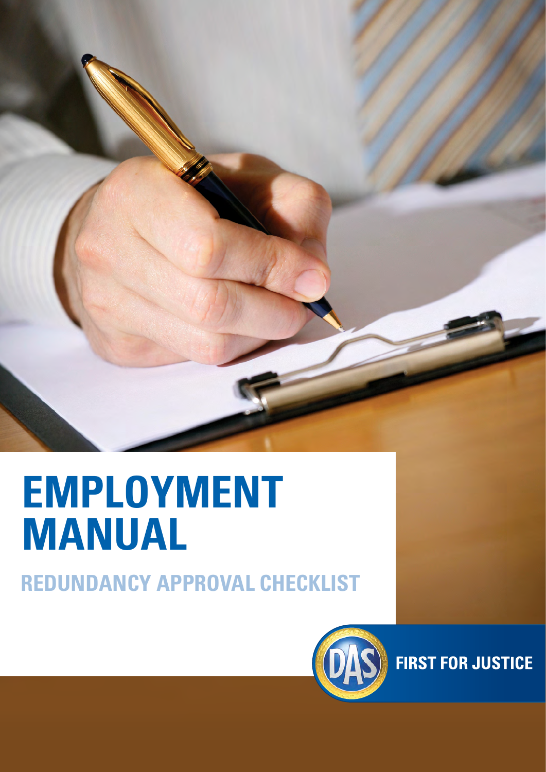# EMPLOYMENT MANUAL

## REDUNDANCY APPROVAL CHECKLIST

DAS

FIRST FOR JUSTICE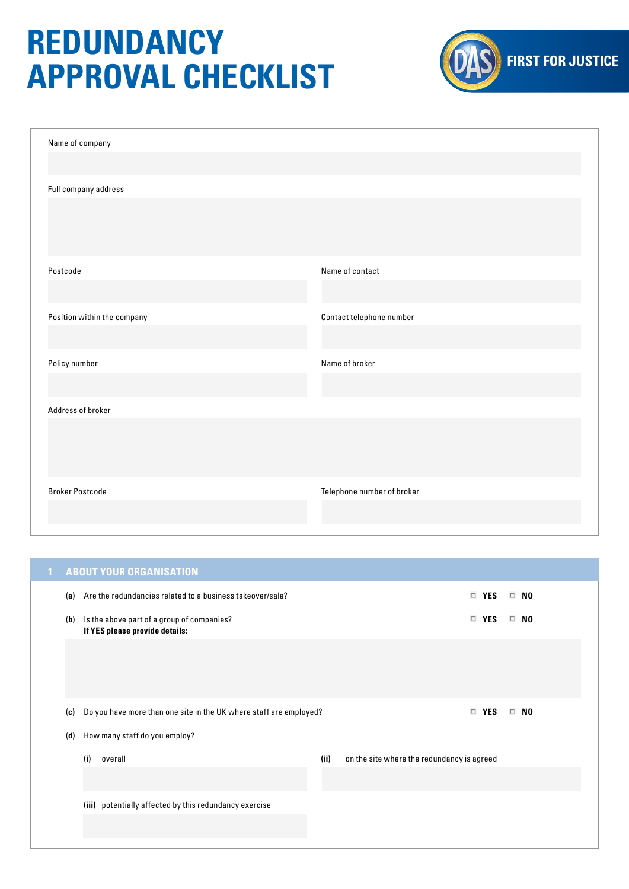# REDUNDANCY APPROVAL CHECKLIST

DAS FIRST FOR JUSTICE

Name of company

Full company address

Postcode

Name of contact

Position within the company

Contact telephone number

Policy number

Name of broker

Address of broker

Broker Postcode

Telephone number of broker

## 1 ABOUT YOUR ORGANISATION

**(a)** Are the redundancies related to a business takeover/sale? ☐ **YES** ☐ **NO**

**(b)** Is the above part of a group of companies? ☐ **YES** ☐ **NO**
**If YES please provide details:**

**(c)** Do you have more than one site in the UK where staff are employed? ☐ **YES** ☐ **NO**

**(d)** How many staff do you employ?

**(i)** overall

**(ii)** on the site where the redundancy is agreed

**(iii)** potentially affected by this redundancy exercise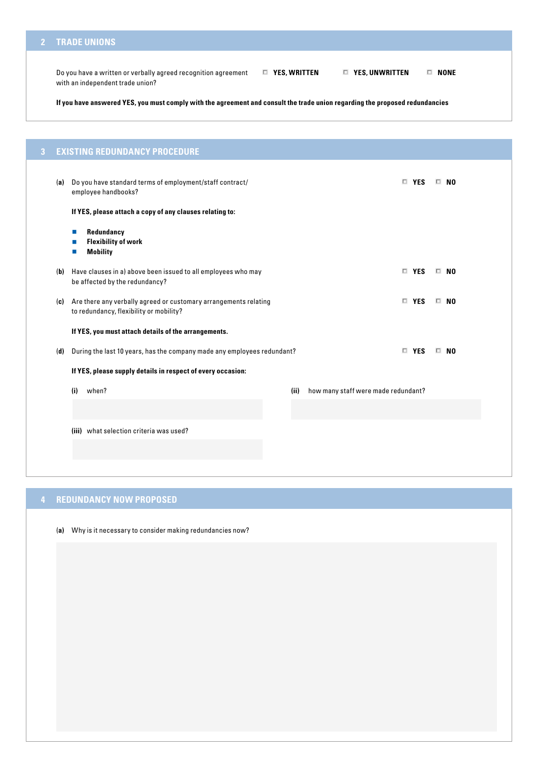## 2 TRADE UNIONS

Do you have a written or verbally agreed recognition agreement with an independent trade union? ☐ **YES, WRITTEN** ☐ **YES, UNWRITTEN** ☐ **NONE**

**If you have answered YES, you must comply with the agreement and consult the trade union regarding the proposed redundancies**

## 3 EXISTING REDUNDANCY PROCEDURE

**(a)** Do you have standard terms of employment/staff contract/ employee handbooks? ☐ **YES** ☐ **NO**

**If YES, please attach a copy of any clauses relating to:**

- **Redundancy**
- **Flexibility of work**
- **Mobility**

**(b)** Have clauses in a) above been issued to all employees who may be affected by the redundancy? ☐ **YES** ☐ **NO**

**(c)** Are there any verbally agreed or customary arrangements relating to redundancy, flexibility or mobility? ☐ **YES** ☐ **NO**

**If YES, you must attach details of the arrangements.**

**(d)** During the last 10 years, has the company made any employees redundant? ☐ **YES** ☐ **NO**

**If YES, please supply details in respect of every occasion:**

**(i)** when?

**(ii)** how many staff were made redundant?

**(iii)** what selection criteria was used?

## 4 REDUNDANCY NOW PROPOSED

**(a)** Why is it necessary to consider making redundancies now?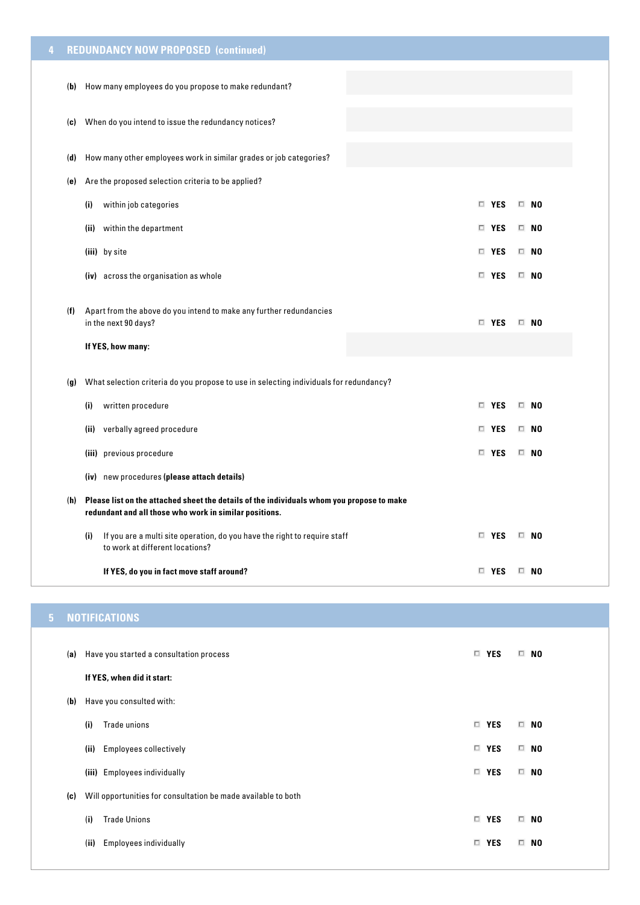## 4 REDUNDANCY NOW PROPOSED (continued)

**(b)** How many employees do you propose to make redundant?

**(c)** When do you intend to issue the redundancy notices?

**(d)** How many other employees work in similar grades or job categories?

**(e)** Are the proposed selection criteria to be applied?

- **(i)** within job categories ☐ **YES** ☐ **NO**
- **(ii)** within the department ☐ **YES** ☐ **NO**
- **(iii)** by site ☐ **YES** ☐ **NO**
- **(iv)** across the organisation as whole ☐ **YES** ☐ **NO**

**(f)** Apart from the above do you intend to make any further redundancies in the next 90 days? ☐ **YES** ☐ **NO**

**If YES, how many:**

**(g)** What selection criteria do you propose to use in selecting individuals for redundancy?

- **(i)** written procedure ☐ **YES** ☐ **NO**
- **(ii)** verbally agreed procedure ☐ **YES** ☐ **NO**
- **(iii)** previous procedure ☐ **YES** ☐ **NO**
- **(iv)** new procedures **(please attach details)**

**(h)** **Please list on the attached sheet the details of the individuals whom you propose to make redundant and all those who work in similar positions.**

- **(i)** If you are a multi site operation, do you have the right to require staff to work at different locations? ☐ **YES** ☐ **NO**

  **If YES, do you in fact move staff around?** ☐ **YES** ☐ **NO**

## 5 NOTIFICATIONS

**(a)** Have you started a consultation process ☐ **YES** ☐ **NO**

**If YES, when did it start:**

**(b)** Have you consulted with:

- **(i)** Trade unions ☐ **YES** ☐ **NO**
- **(ii)** Employees collectively ☐ **YES** ☐ **NO**
- **(iii)** Employees individually ☐ **YES** ☐ **NO**

**(c)** Will opportunities for consultation be made available to both

- **(i)** Trade Unions ☐ **YES** ☐ **NO**
- **(ii)** Employees individually ☐ **YES** ☐ **NO**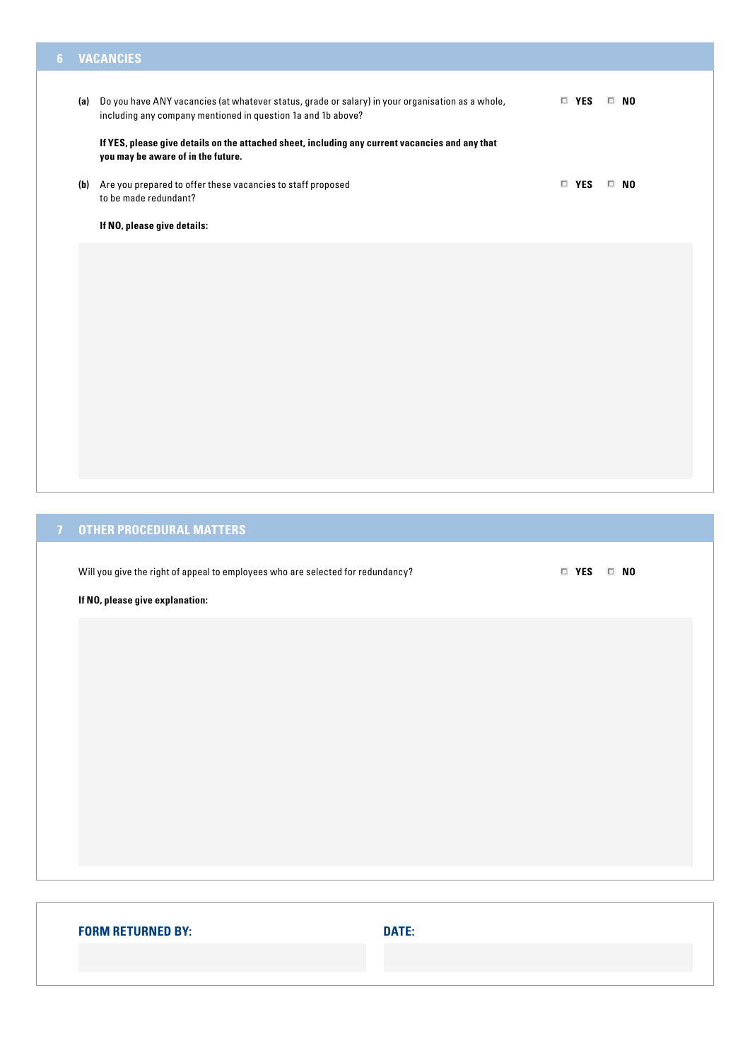## 6 VACANCIES

**(a)** Do you have ANY vacancies (at whatever status, grade or salary) in your organisation as a whole, including any company mentioned in question 1a and 1b above?

☐ **YES** ☐ **NO**

**If YES, please give details on the attached sheet, including any current vacancies and any that you may be aware of in the future.**

**(b)** Are you prepared to offer these vacancies to staff proposed to be made redundant?

☐ **YES** ☐ **NO**

**If NO, please give details:**

## 7 OTHER PROCEDURAL MATTERS

Will you give the right of appeal to employees who are selected for redundancy?

☐ **YES** ☐ **NO**

**If NO, please give explanation:**

**FORM RETURNED BY:**

**DATE:**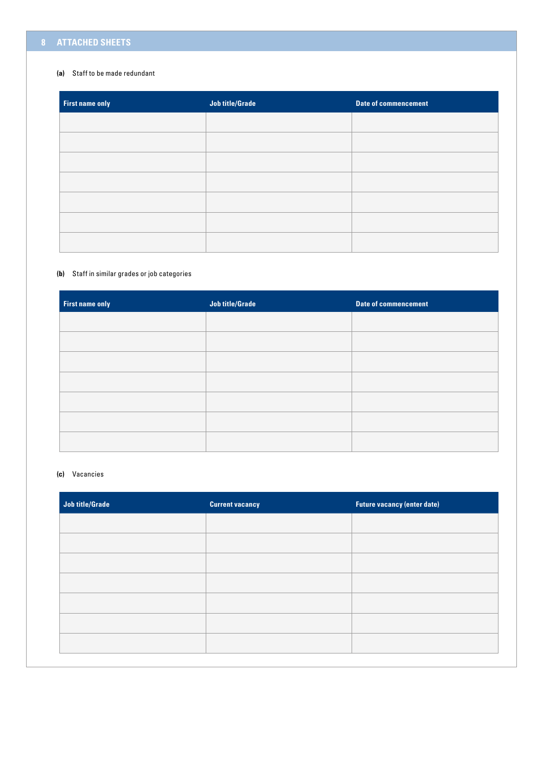## 8 ATTACHED SHEETS

**(a)** Staff to be made redundant

| First name only | Job title/Grade | Date of commencement |
|---|---|---|
| | | |
| | | |
| | | |
| | | |
| | | |
| | | |
| | | |

**(b)** Staff in similar grades or job categories

| First name only | Job title/Grade | Date of commencement |
|---|---|---|
| | | |
| | | |
| | | |
| | | |
| | | |
| | | |
| | | |

**(c)** Vacancies

| Job title/Grade | Current vacancy | Future vacancy (enter date) |
|---|---|---|
| | | |
| | | |
| | | |
| | | |
| | | |
| | | |
| | | |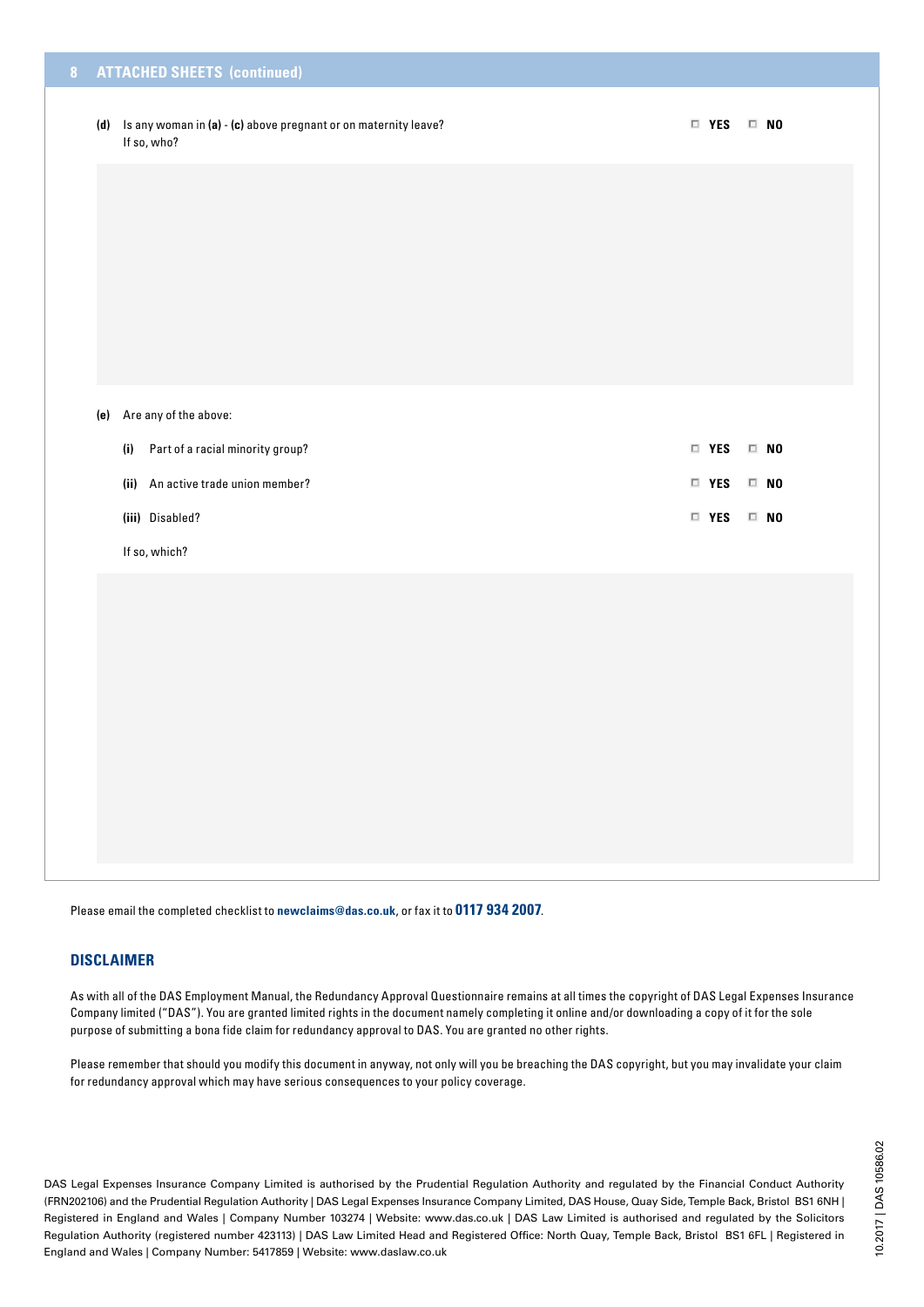## 8 ATTACHED SHEETS (continued)

**(d)** Is any woman in **(a)** - **(c)** above pregnant or on maternity leave? ☐ **YES** ☐ **NO**
If so, who?

**(e)** Are any of the above:

**(i)** Part of a racial minority group? ☐ **YES** ☐ **NO**

**(ii)** An active trade union member? ☐ **YES** ☐ **NO**

**(iii)** Disabled? ☐ **YES** ☐ **NO**

If so, which?

Please email the completed checklist to **newclaims@das.co.uk**, or fax it to **0117 934 2007**.

## DISCLAIMER

As with all of the DAS Employment Manual, the Redundancy Approval Questionnaire remains at all times the copyright of DAS Legal Expenses Insurance Company limited ("DAS"). You are granted limited rights in the document namely completing it online and/or downloading a copy of it for the sole purpose of submitting a bona fide claim for redundancy approval to DAS. You are granted no other rights.

Please remember that should you modify this document in anyway, not only will you be breaching the DAS copyright, but you may invalidate your claim for redundancy approval which may have serious consequences to your policy coverage.

DAS Legal Expenses Insurance Company Limited is authorised by the Prudential Regulation Authority and regulated by the Financial Conduct Authority (FRN202106) and the Prudential Regulation Authority | DAS Legal Expenses Insurance Company Limited, DAS House, Quay Side, Temple Back, Bristol BS1 6NH | Registered in England and Wales | Company Number 103274 | Website: www.das.co.uk | DAS Law Limited is authorised and regulated by the Solicitors Regulation Authority (registered number 423113) | DAS Law Limited Head and Registered Office: North Quay, Temple Back, Bristol BS1 6FL | Registered in England and Wales | Company Number: 5417859 | Website: www.daslaw.co.uk

10.2017 | DAS 10586.02